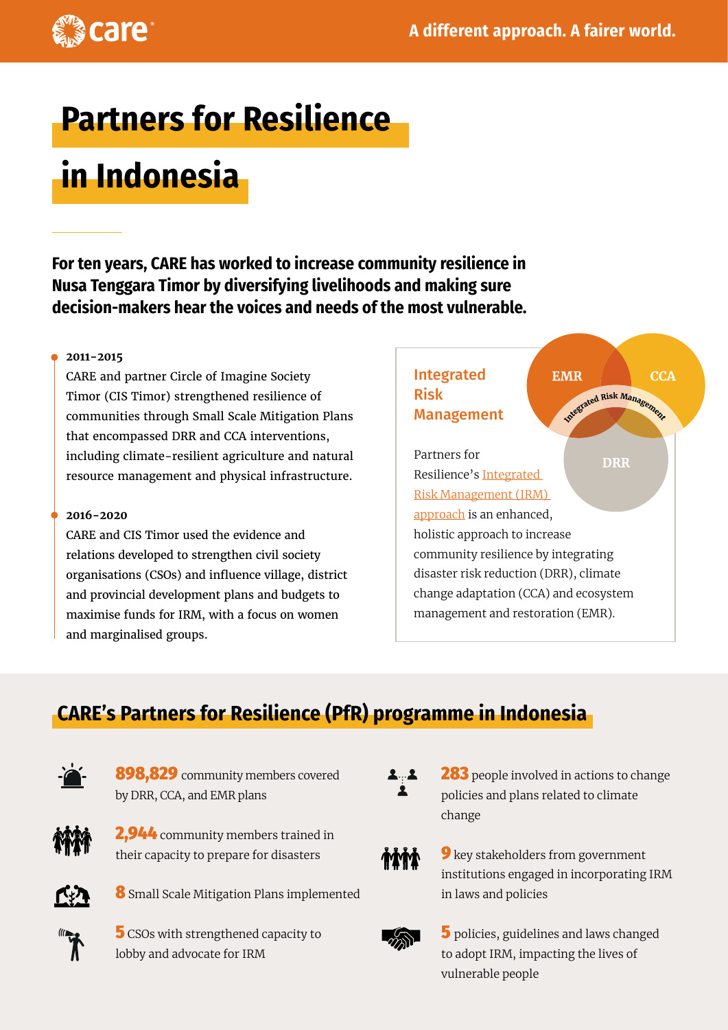# Partners for Resilience in Indonesia

**For ten years, CARE has worked to increase community resilience in Nusa Tenggara Timor by diversifying livelihoods and making sure decision-makers hear the voices and needs of the most vulnerable.**

**2011-2015**

CARE and partner Circle of Imagine Society Timor (CIS Timor) strengthened resilience of communities through Small Scale Mitigation Plans that encompassed DRR and CCA interventions, including climate-resilient agriculture and natural resource management and physical infrastructure.

**2016-2020**

CARE and CIS Timor used the evidence and relations developed to strengthen civil society organisations (CSOs) and influence village, district and provincial development plans and budgets to maximise funds for IRM, with a focus on women and marginalised groups.

### Integrated Risk Management

EMR, CCA, DRR — Integrated Risk Management

Partners for Resilience's Integrated Risk Management (IRM) approach is an enhanced, holistic approach to increase community resilience by integrating disaster risk reduction (DRR), climate change adaptation (CCA) and ecosystem management and restoration (EMR).

## CARE's Partners for Resilience (PfR) programme in Indonesia

- **898,829** community members covered by DRR, CCA, and EMR plans
- **2,944** community members trained in their capacity to prepare for disasters
- **8** Small Scale Mitigation Plans implemented
- **5** CSOs with strengthened capacity to lobby and advocate for IRM
- **283** people involved in actions to change policies and plans related to climate change
- **9** key stakeholders from government institutions engaged in incorporating IRM in laws and policies
- **5** policies, guidelines and laws changed to adopt IRM, impacting the lives of vulnerable people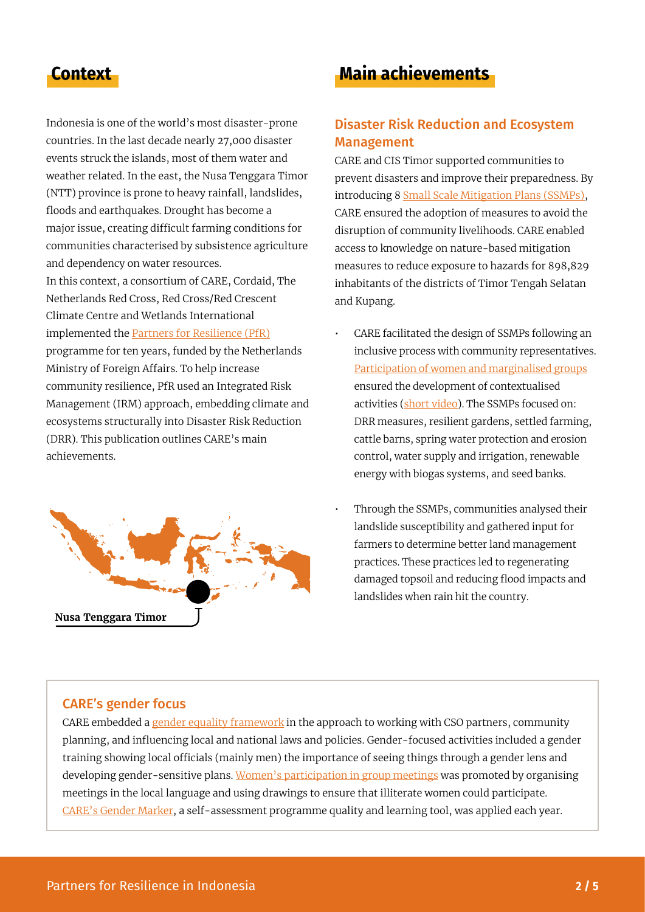## Context

Indonesia is one of the world's most disaster-prone countries. In the last decade nearly 27,000 disaster events struck the islands, most of them water and weather related. In the east, the Nusa Tenggara Timor (NTT) province is prone to heavy rainfall, landslides, floods and earthquakes. Drought has become a major issue, creating difficult farming conditions for communities characterised by subsistence agriculture and dependency on water resources.

In this context, a consortium of CARE, Cordaid, The Netherlands Red Cross, Red Cross/Red Crescent Climate Centre and Wetlands International implemented the Partners for Resilience (PfR) programme for ten years, funded by the Netherlands Ministry of Foreign Affairs. To help increase community resilience, PfR used an Integrated Risk Management (IRM) approach, embedding climate and ecosystems structurally into Disaster Risk Reduction (DRR). This publication outlines CARE's main achievements.

Nusa Tenggara Timor

## Main achievements

### Disaster Risk Reduction and Ecosystem Management

CARE and CIS Timor supported communities to prevent disasters and improve their preparedness. By introducing 8 Small Scale Mitigation Plans (SSMPs), CARE ensured the adoption of measures to avoid the disruption of community livelihoods. CARE enabled access to knowledge on nature-based mitigation measures to reduce exposure to hazards for 898,829 inhabitants of the districts of Timor Tengah Selatan and Kupang.

- CARE facilitated the design of SSMPs following an inclusive process with community representatives. Participation of women and marginalised groups ensured the development of contextualised activities (short video). The SSMPs focused on: DRR measures, resilient gardens, settled farming, cattle barns, spring water protection and erosion control, water supply and irrigation, renewable energy with biogas systems, and seed banks.
- Through the SSMPs, communities analysed their landslide susceptibility and gathered input for farmers to determine better land management practices. These practices led to regenerating damaged topsoil and reducing flood impacts and landslides when rain hit the country.

### CARE's gender focus

CARE embedded a gender equality framework in the approach to working with CSO partners, community planning, and influencing local and national laws and policies. Gender-focused activities included a gender training showing local officials (mainly men) the importance of seeing things through a gender lens and developing gender-sensitive plans. Women's participation in group meetings was promoted by organising meetings in the local language and using drawings to ensure that illiterate women could participate. CARE's Gender Marker, a self-assessment programme quality and learning tool, was applied each year.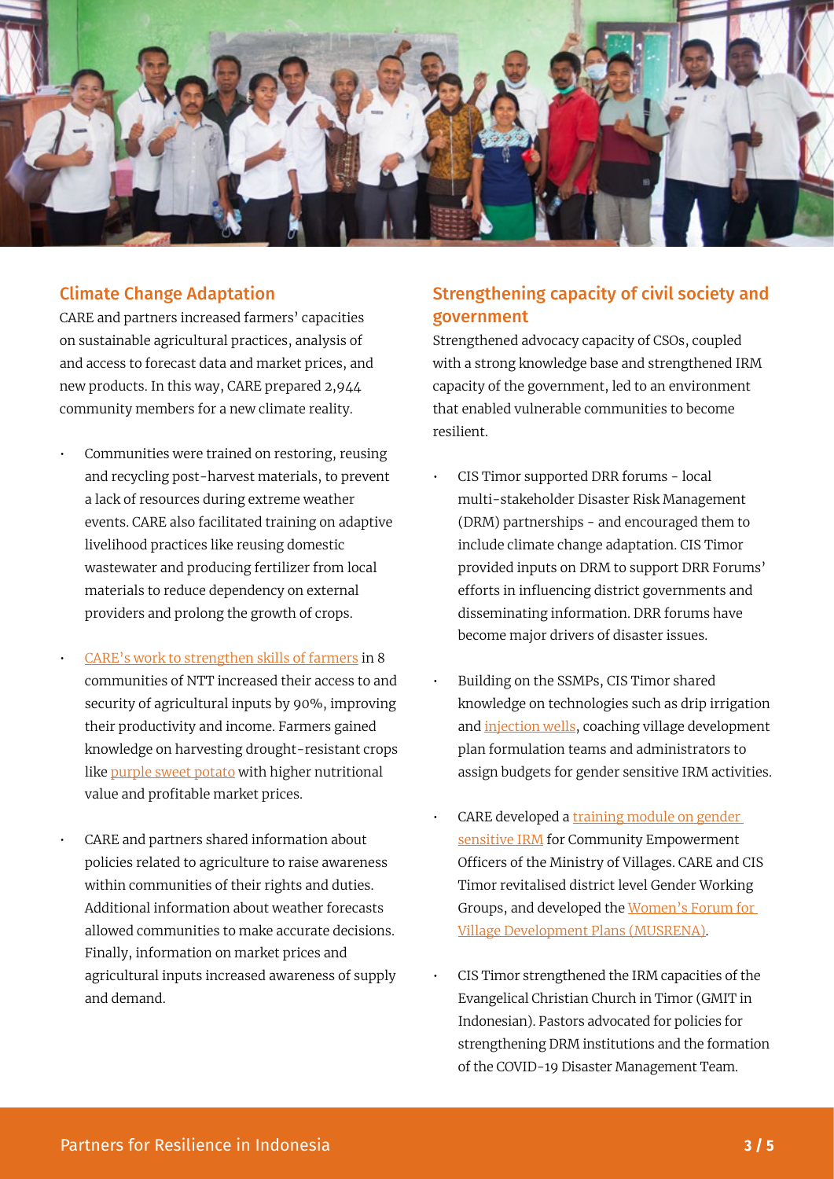## Climate Change Adaptation

CARE and partners increased farmers' capacities on sustainable agricultural practices, analysis of and access to forecast data and market prices, and new products. In this way, CARE prepared 2,944 community members for a new climate reality.

- Communities were trained on restoring, reusing and recycling post-harvest materials, to prevent a lack of resources during extreme weather events. CARE also facilitated training on adaptive livelihood practices like reusing domestic wastewater and producing fertilizer from local materials to reduce dependency on external providers and prolong the growth of crops.
- CARE's work to strengthen skills of farmers in 8 communities of NTT increased their access to and security of agricultural inputs by 90%, improving their productivity and income. Farmers gained knowledge on harvesting drought-resistant crops like purple sweet potato with higher nutritional value and profitable market prices.
- CARE and partners shared information about policies related to agriculture to raise awareness within communities of their rights and duties. Additional information about weather forecasts allowed communities to make accurate decisions. Finally, information on market prices and agricultural inputs increased awareness of supply and demand.

## Strengthening capacity of civil society and government

Strengthened advocacy capacity of CSOs, coupled with a strong knowledge base and strengthened IRM capacity of the government, led to an environment that enabled vulnerable communities to become resilient.

- CIS Timor supported DRR forums - local multi-stakeholder Disaster Risk Management (DRM) partnerships - and encouraged them to include climate change adaptation. CIS Timor provided inputs on DRM to support DRR Forums' efforts in influencing district governments and disseminating information. DRR forums have become major drivers of disaster issues.
- Building on the SSMPs, CIS Timor shared knowledge on technologies such as drip irrigation and injection wells, coaching village development plan formulation teams and administrators to assign budgets for gender sensitive IRM activities.
- CARE developed a training module on gender sensitive IRM for Community Empowerment Officers of the Ministry of Villages. CARE and CIS Timor revitalised district level Gender Working Groups, and developed the Women's Forum for Village Development Plans (MUSRENA).
- CIS Timor strengthened the IRM capacities of the Evangelical Christian Church in Timor (GMIT in Indonesian). Pastors advocated for policies for strengthening DRM institutions and the formation of the COVID-19 Disaster Management Team.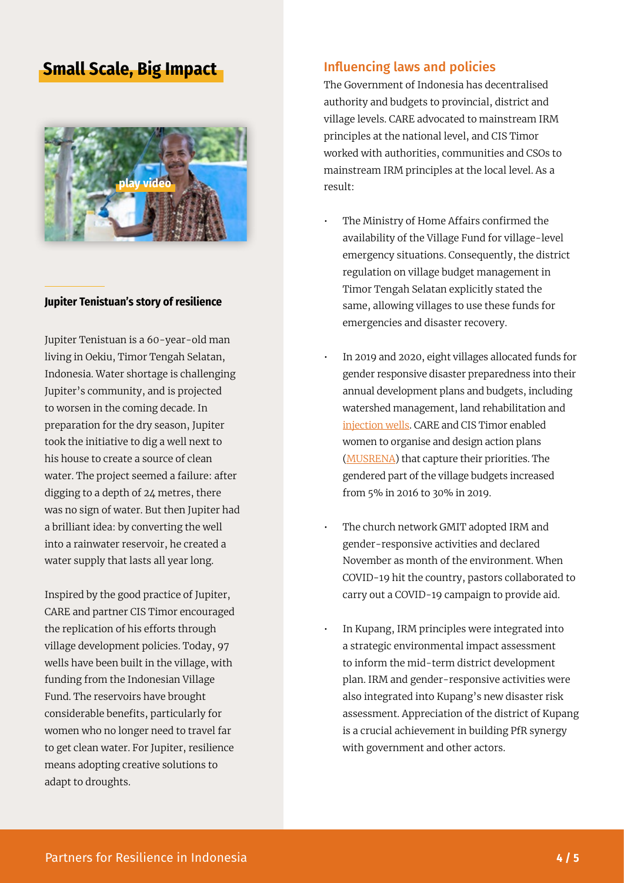## Small Scale, Big Impact

play video

### Jupiter Tenistuan's story of resilience

Jupiter Tenistuan is a 60-year-old man living in Oekiu, Timor Tengah Selatan, Indonesia. Water shortage is challenging Jupiter's community, and is projected to worsen in the coming decade. In preparation for the dry season, Jupiter took the initiative to dig a well next to his house to create a source of clean water. The project seemed a failure: after digging to a depth of 24 metres, there was no sign of water. But then Jupiter had a brilliant idea: by converting the well into a rainwater reservoir, he created a water supply that lasts all year long.

Inspired by the good practice of Jupiter, CARE and partner CIS Timor encouraged the replication of his efforts through village development policies. Today, 97 wells have been built in the village, with funding from the Indonesian Village Fund. The reservoirs have brought considerable benefits, particularly for women who no longer need to travel far to get clean water. For Jupiter, resilience means adopting creative solutions to adapt to droughts.

## Influencing laws and policies

The Government of Indonesia has decentralised authority and budgets to provincial, district and village levels. CARE advocated to mainstream IRM principles at the national level, and CIS Timor worked with authorities, communities and CSOs to mainstream IRM principles at the local level. As a result:

- The Ministry of Home Affairs confirmed the availability of the Village Fund for village-level emergency situations. Consequently, the district regulation on village budget management in Timor Tengah Selatan explicitly stated the same, allowing villages to use these funds for emergencies and disaster recovery.
- In 2019 and 2020, eight villages allocated funds for gender responsive disaster preparedness into their annual development plans and budgets, including watershed management, land rehabilitation and injection wells. CARE and CIS Timor enabled women to organise and design action plans (MUSRENA) that capture their priorities. The gendered part of the village budgets increased from 5% in 2016 to 30% in 2019.
- The church network GMIT adopted IRM and gender-responsive activities and declared November as month of the environment. When COVID-19 hit the country, pastors collaborated to carry out a COVID-19 campaign to provide aid.
- In Kupang, IRM principles were integrated into a strategic environmental impact assessment to inform the mid-term district development plan. IRM and gender-responsive activities were also integrated into Kupang's new disaster risk assessment. Appreciation of the district of Kupang is a crucial achievement in building PfR synergy with government and other actors.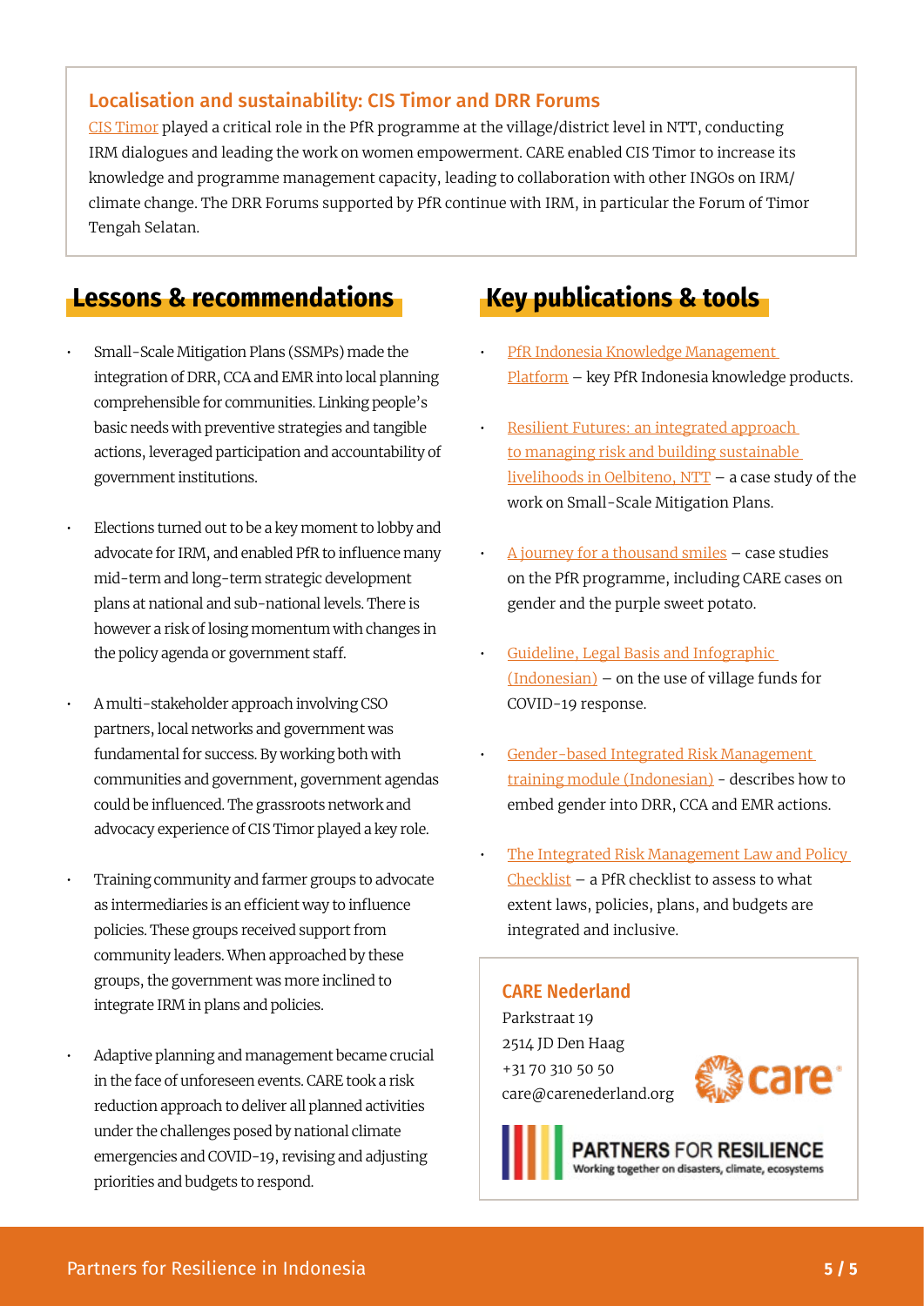### Localisation and sustainability: CIS Timor and DRR Forums

CIS Timor played a critical role in the PfR programme at the village/district level in NTT, conducting IRM dialogues and leading the work on women empowerment. CARE enabled CIS Timor to increase its knowledge and programme management capacity, leading to collaboration with other INGOs on IRM/ climate change. The DRR Forums supported by PfR continue with IRM, in particular the Forum of Timor Tengah Selatan.

## Lessons & recommendations

- Small-Scale Mitigation Plans (SSMPs) made the integration of DRR, CCA and EMR into local planning comprehensible for communities. Linking people's basic needs with preventive strategies and tangible actions, leveraged participation and accountability of government institutions.
- Elections turned out to be a key moment to lobby and advocate for IRM, and enabled PfR to influence many mid-term and long-term strategic development plans at national and sub-national levels. There is however a risk of losing momentum with changes in the policy agenda or government staff.
- A multi-stakeholder approach involving CSO partners, local networks and government was fundamental for success. By working both with communities and government, government agendas could be influenced. The grassroots network and advocacy experience of CIS Timor played a key role.
- Training community and farmer groups to advocate as intermediaries is an efficient way to influence policies. These groups received support from community leaders. When approached by these groups, the government was more inclined to integrate IRM in plans and policies.
- Adaptive planning and management became crucial in the face of unforeseen events. CARE took a risk reduction approach to deliver all planned activities under the challenges posed by national climate emergencies and COVID-19, revising and adjusting priorities and budgets to respond.

## Key publications & tools

- PfR Indonesia Knowledge Management Platform – key PfR Indonesia knowledge products.
- Resilient Futures: an integrated approach to managing risk and building sustainable livelihoods in Oelbiteno, NTT – a case study of the work on Small-Scale Mitigation Plans.
- A journey for a thousand smiles – case studies on the PfR programme, including CARE cases on gender and the purple sweet potato.
- Guideline, Legal Basis and Infographic (Indonesian) – on the use of village funds for COVID-19 response.
- Gender-based Integrated Risk Management training module (Indonesian) - describes how to embed gender into DRR, CCA and EMR actions.
- The Integrated Risk Management Law and Policy Checklist – a PfR checklist to assess to what extent laws, policies, plans, and budgets are integrated and inclusive.

### CARE Nederland

Parkstraat 19
2514 JD Den Haag
+31 70 310 50 50
care@carenederland.org

care

PARTNERS FOR RESILIENCE
Working together on disasters, climate, ecosystems